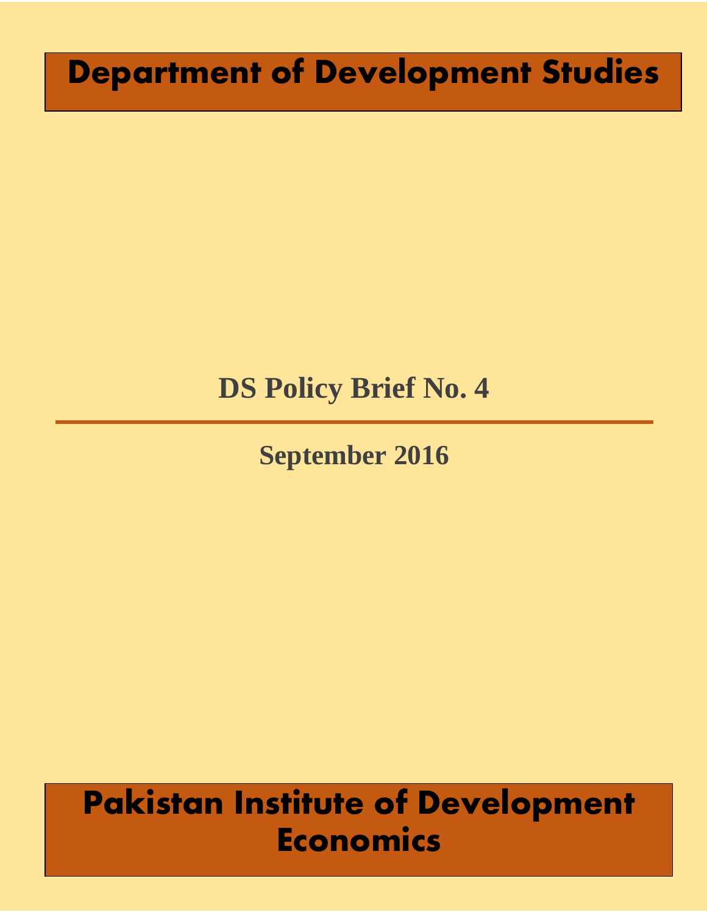# Department of Development Studies

## DS Policy Brief No. 4

---

**September 2016**

# Pakistan Institute of Development Economics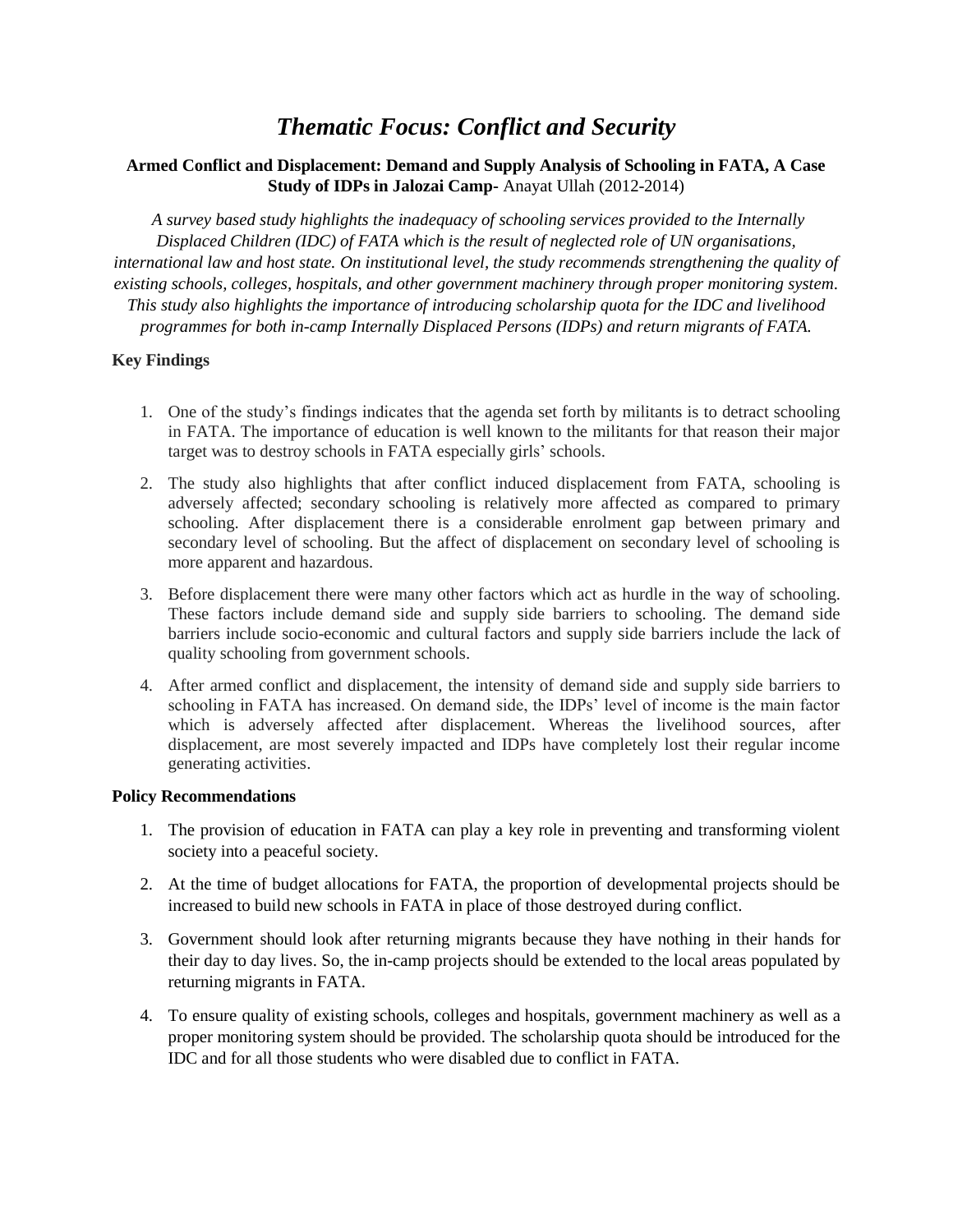# *Thematic Focus: Conflict and Security*

**Armed Conflict and Displacement: Demand and Supply Analysis of Schooling in FATA, A Case Study of IDPs in Jalozai Camp-** Anayat Ullah (2012-2014)

*A survey based study highlights the inadequacy of schooling services provided to the Internally Displaced Children (IDC) of FATA which is the result of neglected role of UN organisations, international law and host state. On institutional level, the study recommends strengthening the quality of existing schools, colleges, hospitals, and other government machinery through proper monitoring system. This study also highlights the importance of introducing scholarship quota for the IDC and livelihood programmes for both in-camp Internally Displaced Persons (IDPs) and return migrants of FATA.*

**Key Findings**

1. One of the study's findings indicates that the agenda set forth by militants is to detract schooling in FATA. The importance of education is well known to the militants for that reason their major target was to destroy schools in FATA especially girls' schools.

2. The study also highlights that after conflict induced displacement from FATA, schooling is adversely affected; secondary schooling is relatively more affected as compared to primary schooling. After displacement there is a considerable enrolment gap between primary and secondary level of schooling. But the affect of displacement on secondary level of schooling is more apparent and hazardous.

3. Before displacement there were many other factors which act as hurdle in the way of schooling. These factors include demand side and supply side barriers to schooling. The demand side barriers include socio-economic and cultural factors and supply side barriers include the lack of quality schooling from government schools.

4. After armed conflict and displacement, the intensity of demand side and supply side barriers to schooling in FATA has increased. On demand side, the IDPs' level of income is the main factor which is adversely affected after displacement. Whereas the livelihood sources, after displacement, are most severely impacted and IDPs have completely lost their regular income generating activities.

**Policy Recommendations**

1. The provision of education in FATA can play a key role in preventing and transforming violent society into a peaceful society.

2. At the time of budget allocations for FATA, the proportion of developmental projects should be increased to build new schools in FATA in place of those destroyed during conflict.

3. Government should look after returning migrants because they have nothing in their hands for their day to day lives. So, the in-camp projects should be extended to the local areas populated by returning migrants in FATA.

4. To ensure quality of existing schools, colleges and hospitals, government machinery as well as a proper monitoring system should be provided. The scholarship quota should be introduced for the IDC and for all those students who were disabled due to conflict in FATA.